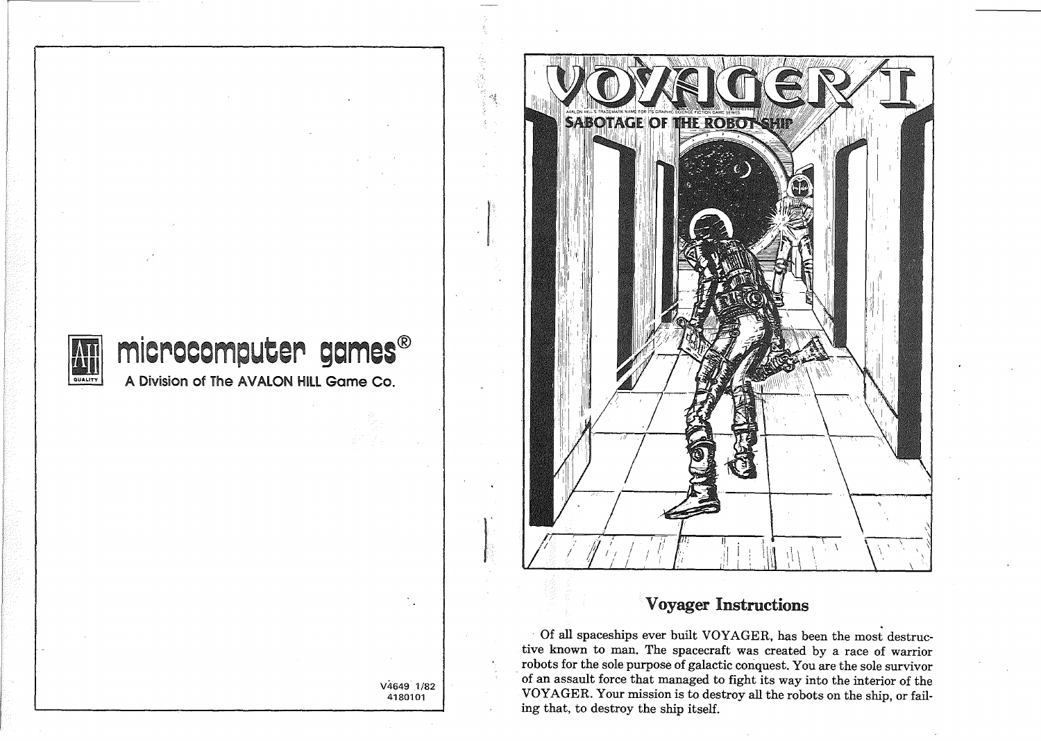microcomputer games®

A Division of The AVALON HILL Game Co.

V4649 1/82
4180101

# VOYAGER I

AVALON HILL'S TRADEMARK NAME FOR ITS GRAPHIC SCIENCE FICTION GAME SERIES

## SABOTAGE OF THE ROBOT SHIP

## Voyager Instructions

Of all spaceships ever built VOYAGER, has been the most destructive known to man. The spacecraft was created by a race of warrior robots for the sole purpose of galactic conquest. You are the sole survivor of an assault force that managed to fight its way into the interior of the VOYAGER. Your mission is to destroy all the robots on the ship, or failing that, to destroy the ship itself.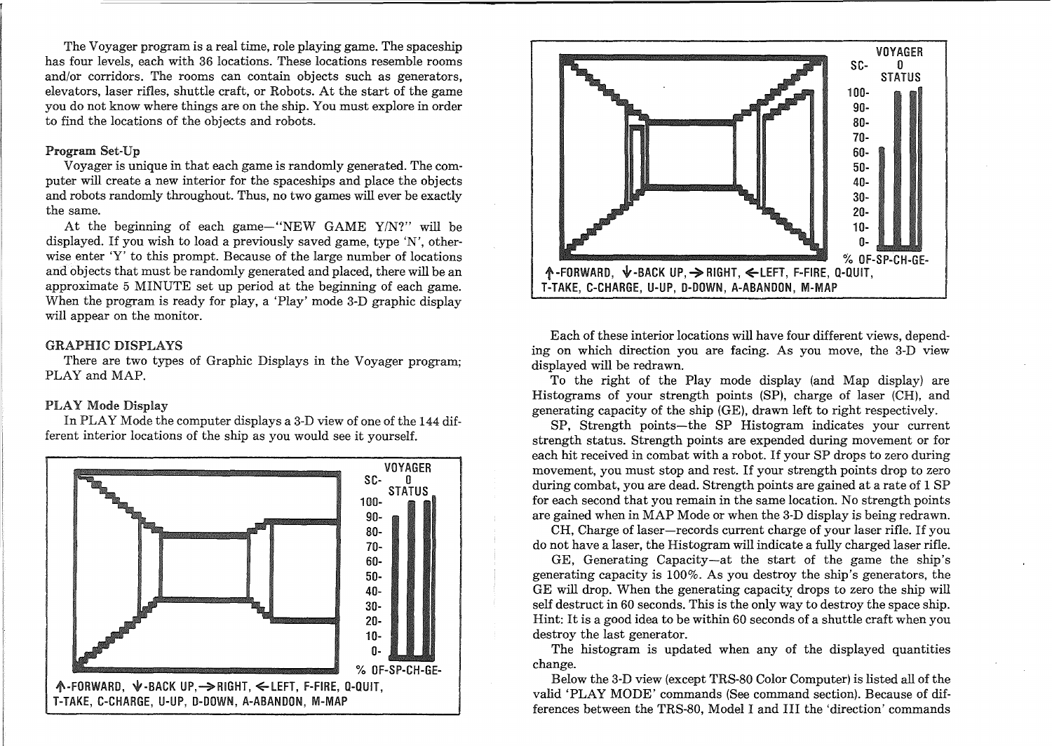The Voyager program is a real time, role playing game. The spaceship has four levels, each with 36 locations. These locations resemble rooms and/or corridors. The rooms can contain objects such as generators, elevators, laser rifles, shuttle craft, or Robots. At the start of the game you do not know where things are on the ship. You must explore in order to find the locations of the objects and robots.

### Program Set-Up

Voyager is unique in that each game is randomly generated. The computer will create a new interior for the spaceships and place the objects and robots randomly throughout. Thus, no two games will ever be exactly the same.

At the beginning of each game—"NEW GAME Y/N?" will be displayed. If you wish to load a previously saved game, type 'N', otherwise enter 'Y' to this prompt. Because of the large number of locations and objects that must be randomly generated and placed, there will be an approximate 5 MINUTE set up period at the beginning of each game. When the program is ready for play, a 'Play' mode 3-D graphic display will appear on the monitor.

## GRAPHIC DISPLAYS

There are two types of Graphic Displays in the Voyager program; PLAY and MAP.

### PLAY Mode Display

In PLAY Mode the computer displays a 3-D view of one of the 144 different interior locations of the ship as you would see it yourself.

VOYAGER
SC- 0
STATUS
100- 90- 80- 70- 60- 50- 40- 30- 20- 10- 0-
% OF-SP-CH-GE-

↑-FORWARD, ↓-BACK UP, →RIGHT, ←LEFT, F-FIRE, Q-QUIT,
T-TAKE, C-CHARGE, U-UP, D-DOWN, A-ABANDON, M-MAP

VOYAGER
SC- 0
STATUS
100- 90- 80- 70- 60- 50- 40- 30- 20- 10- 0-
% OF-SP-CH-GE-

↑-FORWARD, ↓-BACK UP, →RIGHT, ←LEFT, F-FIRE, Q-QUIT,
T-TAKE, C-CHARGE, U-UP, D-DOWN, A-ABANDON, M-MAP

Each of these interior locations will have four different views, depending on which direction you are facing. As you move, the 3-D view displayed will be redrawn.

To the right of the Play mode display (and Map display) are Histograms of your strength points (SP), charge of laser (CH), and generating capacity of the ship (GE), drawn left to right respectively.

SP, Strength points—the SP Histogram indicates your current strength status. Strength points are expended during movement or for each hit received in combat with a robot. If your SP drops to zero during movement, you must stop and rest. If your strength points drop to zero during combat, you are dead. Strength points are gained at a rate of 1 SP for each second that you remain in the same location. No strength points are gained when in MAP Mode or when the 3-D display is being redrawn.

CH, Charge of laser—records current charge of your laser rifle. If you do not have a laser, the Histogram will indicate a fully charged laser rifle.

GE, Generating Capacity—at the start of the game the ship's generating capacity is 100%. As you destroy the ship's generators, the GE will drop. When the generating capacity drops to zero the ship will self destruct in 60 seconds. This is the only way to destroy the space ship. Hint: It is a good idea to be within 60 seconds of a shuttle craft when you destroy the last generator.

The histogram is updated when any of the displayed quantities change.

Below the 3-D view (except TRS-80 Color Computer) is listed all of the valid 'PLAY MODE' commands (See command section). Because of differences between the TRS-80, Model I and III the 'direction' commands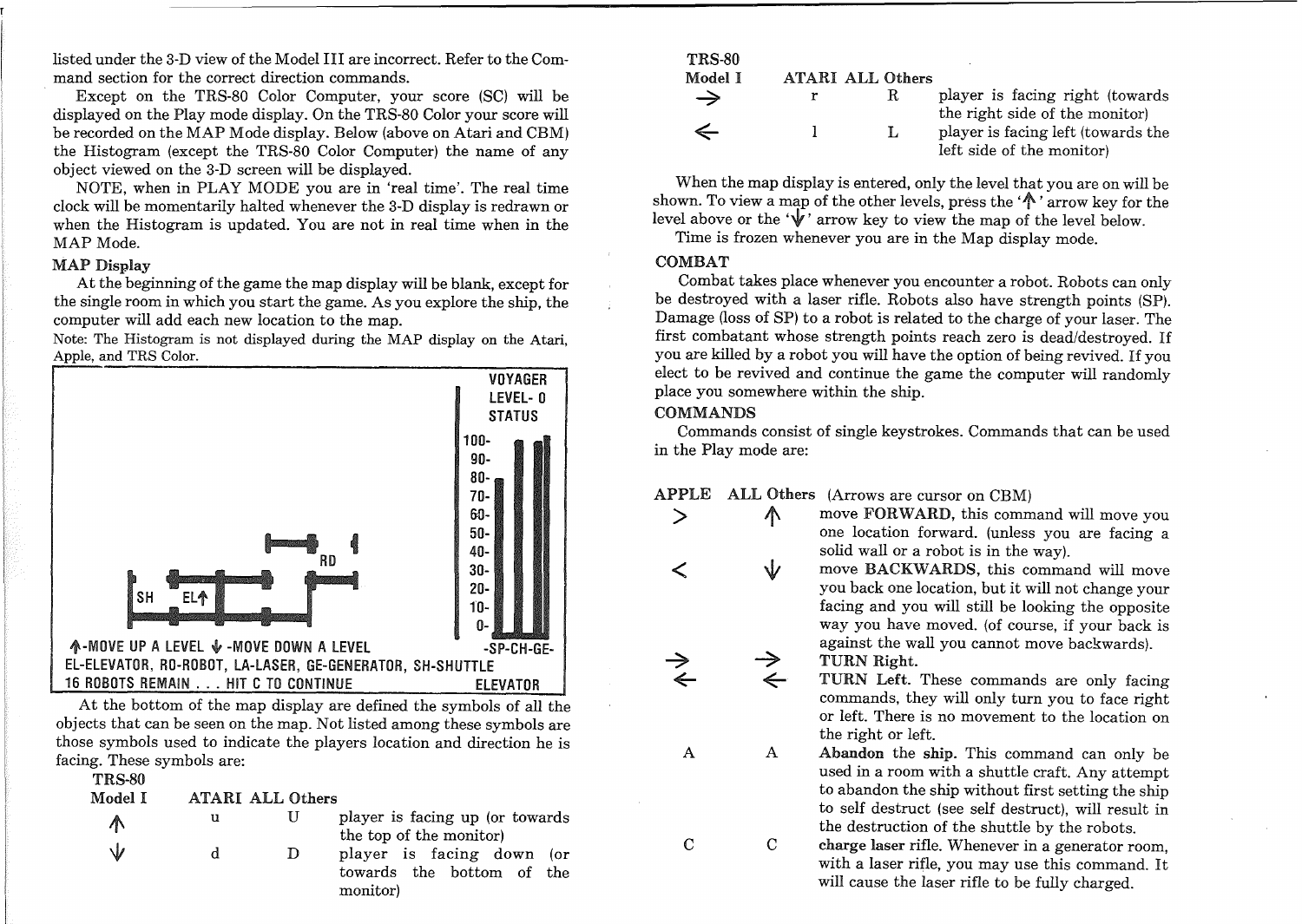listed under the 3-D view of the Model III are incorrect. Refer to the Command section for the correct direction commands.

Except on the TRS-80 Color Computer, your score (SC) will be displayed on the Play mode display. On the TRS-80 Color your score will be recorded on the MAP Mode display. Below (above on Atari and CBM) the Histogram (except the TRS-80 Color Computer) the name of any object viewed on the 3-D screen will be displayed.

NOTE, when in PLAY MODE you are in 'real time'. The real time clock will be momentarily halted whenever the 3-D display is redrawn or when the Histogram is updated. You are not in real time when in the MAP Mode.

### MAP Display

At the beginning of the game the map display will be blank, except for the single room in which you start the game. As you explore the ship, the computer will add each new location to the map.

Note: The Histogram is not displayed during the MAP display on the Atari, Apple, and TRS Color.

```
                                                VOYAGER
                                                LEVEL- 0
                                                STATUS
                                                100-
                                                 90-
                                                 80-
                                                 70-
                                                 60-
                                                 50-
                                       RD        40-
                                                 30-
   SH   EL↑                                      20-
                                                 10-
                                                  0-
↑-MOVE UP A LEVEL ↓-MOVE DOWN A LEVEL           -SP-CH-GE-
EL-ELEVATOR, RO-ROBOT, LA-LASER, GE-GENERATOR, SH-SHUTTLE
16 ROBOTS REMAIN . . . HIT C TO CONTINUE         ELEVATOR
```

At the bottom of the map display are defined the symbols of all the objects that can be seen on the map. Not listed among these symbols are those symbols used to indicate the players location and direction he is facing. These symbols are:

| TRS-80 Model I | ATARI | ALL Others | |
|---|---|---|---|
| ↑ | u | U | player is facing up (or towards the top of the monitor) |
| ↓ | d | D | player is facing down (or towards the bottom of the monitor) |
| → | r | R | player is facing right (towards the right side of the monitor) |
| ← | l | L | player is facing left (towards the left side of the monitor) |

When the map display is entered, only the level that you are on will be shown. To view a map of the other levels, press the '↑' arrow key for the level above or the '↓' arrow key to view the map of the level below.

Time is frozen whenever you are in the Map display mode.

### COMBAT

Combat takes place whenever you encounter a robot. Robots can only be destroyed with a laser rifle. Robots also have strength points (SP). Damage (loss of SP) to a robot is related to the charge of your laser. The first combatant whose strength points reach zero is dead/destroyed. If you are killed by a robot you will have the option of being revived. If you elect to be revived and continue the game the computer will randomly place you somewhere within the ship.

### COMMANDS

Commands consist of single keystrokes. Commands that can be used in the Play mode are:

| APPLE | ALL Others (Arrows are cursor on CBM) | |
|---|---|---|
| > | ↑ | move **FORWARD**, this command will move you one location forward. (unless you are facing a solid wall or a robot is in the way). |
| < | ↓ | move **BACKWARDS**, this command will move you back one location, but it will not change your facing and you will still be looking the opposite way you have moved. (of course, if your back is against the wall you cannot move backwards). |
| → | → | **TURN Right.** |
| ← | ← | **TURN Left.** These commands are only facing commands, they will only turn you to face right or left. There is no movement to the location on the right or left. |
| A | A | **Abandon the ship.** This command can only be used in a room with a shuttle craft. Any attempt to abandon the ship without first setting the ship to self destruct (see self destruct), will result in the destruction of the shuttle by the robots. |
| C | C | **charge laser rifle.** Whenever in a generator room, with a laser rifle, you may use this command. It will cause the laser rifle to be fully charged. |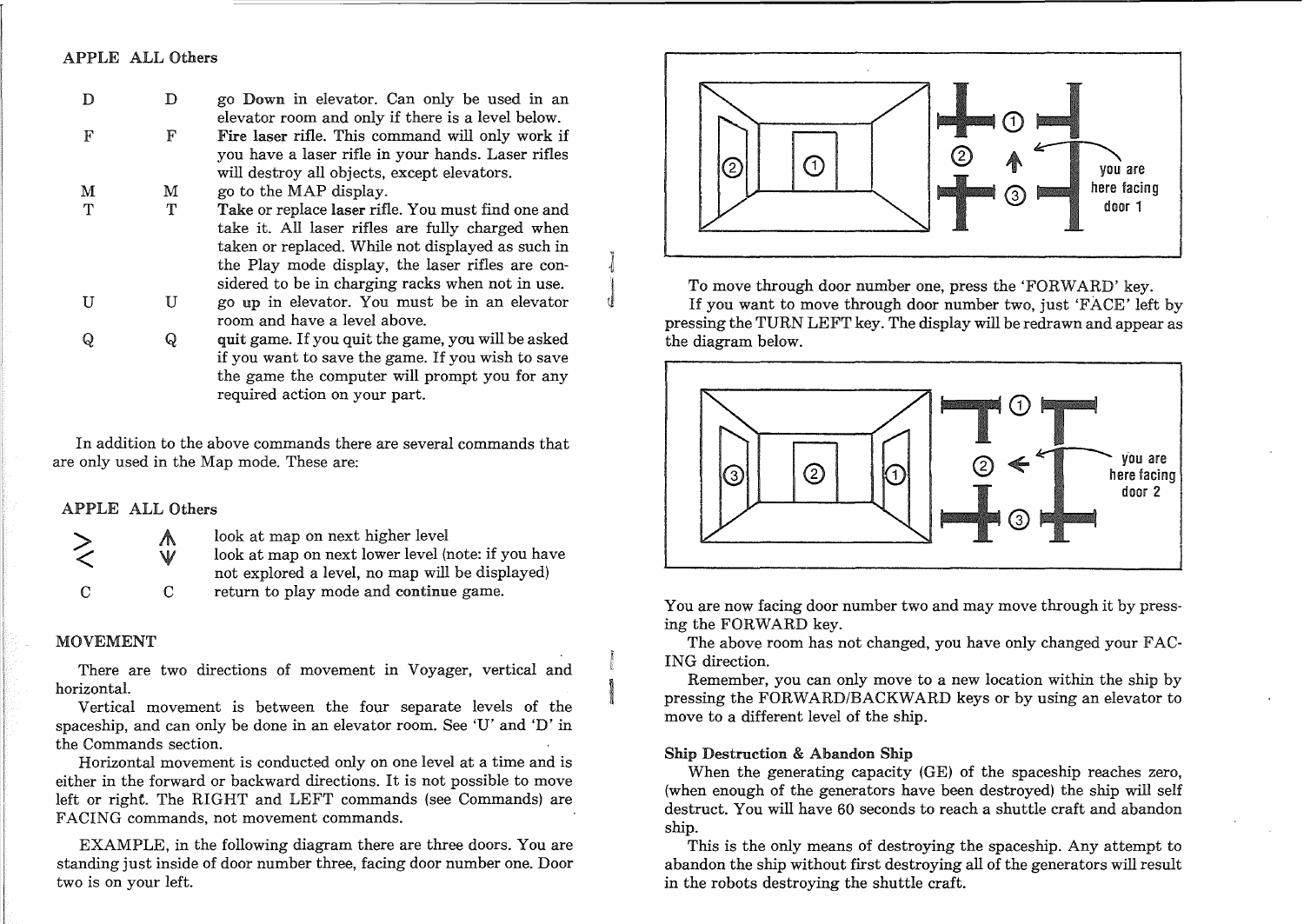| APPLE | ALL Others | |
|---|---|---|
| D | D | go **Down** in elevator. Can only be used in an elevator room and only if there is a level below. |
| F | F | **Fire laser** rifle. This command will only work if you have a laser rifle in your hands. Laser rifles will destroy all objects, except elevators. |
| M | M | go to the MAP display. |
| T | T | **Take** or replace **laser** rifle. You must find one and take it. All laser rifles are fully charged when taken or replaced. While not displayed as such in the Play mode display, the laser rifles are considered to be in charging racks when not in use. |
| U | U | go **up** in elevator. You must be in an elevator room and have a level above. |
| Q | Q | **quit** game. If you quit the game, you will be asked if you want to save the game. If you wish to save the game the computer will prompt you for any required action on your part. |

In addition to the above commands there are several commands that are only used in the Map mode. These are:

| APPLE | ALL Others | |
|---|---|---|
| > | ↑ | look at map on next higher level |
| < | ↓ | look at map on next lower level (note: if you have not explored a level, no map will be displayed) |
| C | C | return to play mode and **continue** game. |

## MOVEMENT

There are two directions of movement in Voyager, vertical and horizontal.

Vertical movement is between the four separate levels of the spaceship, and can only be done in an elevator room. See 'U' and 'D' in the Commands section.

Horizontal movement is conducted only on one level at a time and is either in the forward or backward directions. It is not possible to move left or right. The RIGHT and LEFT commands (see Commands) are FACING commands, not movement commands.

EXAMPLE, in the following diagram there are three doors. You are standing just inside of door number three, facing door number one. Door two is on your left.

you are here facing door 1

To move through door number one, press the 'FORWARD' key.

If you want to move through door number two, just 'FACE' left by pressing the TURN LEFT key. The display will be redrawn and appear as the diagram below.

you are here facing door 2

You are now facing door number two and may move through it by pressing the FORWARD key.

The above room has not changed, you have only changed your FACING direction.

Remember, you can only move to a new location within the ship by pressing the FORWARD/BACKWARD keys or by using an elevator to move to a different level of the ship.

### Ship Destruction & Abandon Ship

When the generating capacity (GE) of the spaceship reaches zero, (when enough of the generators have been destroyed) the ship will self destruct. You will have 60 seconds to reach a shuttle craft and abandon ship.

This is the only means of destroying the spaceship. Any attempt to abandon the ship without first destroying all of the generators will result in the robots destroying the shuttle craft.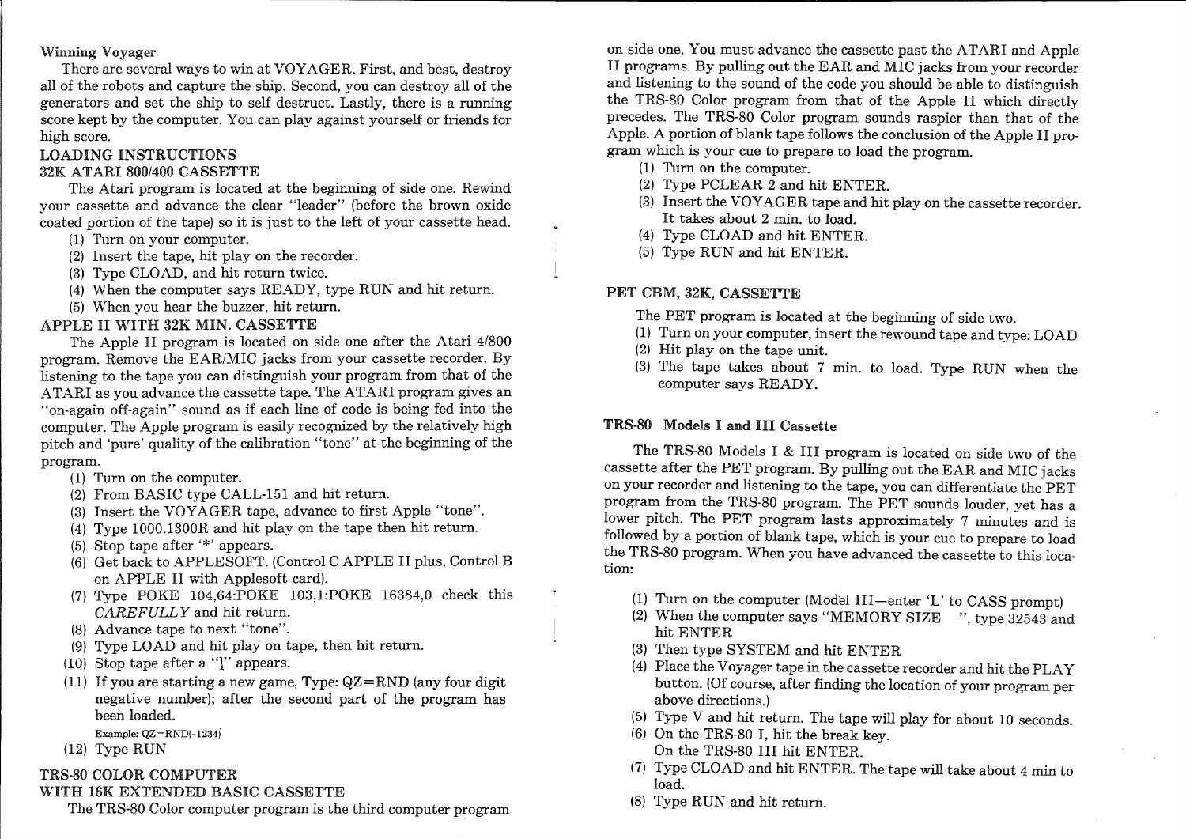### Winning Voyager

There are several ways to win at VOYAGER. First, and best, destroy all of the robots and capture the ship. Second, you can destroy all of the generators and set the ship to self destruct. Lastly, there is a running score kept by the computer. You can play against yourself or friends for high score.

## LOADING INSTRUCTIONS

### 32K ATARI 800/400 CASSETTE

The Atari program is located at the beginning of side one. Rewind your cassette and advance the clear "leader" (before the brown oxide coated portion of the tape) so it is just to the left of your cassette head.

(1) Turn on your computer.
(2) Insert the tape, hit play on the recorder.
(3) Type CLOAD, and hit return twice.
(4) When the computer says READY, type RUN and hit return.
(5) When you hear the buzzer, hit return.

### APPLE II WITH 32K MIN. CASSETTE

The Apple II program is located on side one after the Atari 4/800 program. Remove the EAR/MIC jacks from your cassette recorder. By listening to the tape you can distinguish your program from that of the ATARI as you advance the cassette tape. The ATARI program gives an "on-again off-again" sound as if each line of code is being fed into the computer. The Apple program is easily recognized by the relatively high pitch and 'pure' quality of the calibration "tone" at the beginning of the program.

(1) Turn on the computer.
(2) From BASIC type CALL-151 and hit return.
(3) Insert the VOYAGER tape, advance to first Apple "tone".
(4) Type 1000.1300R and hit play on the tape then hit return.
(5) Stop tape after '*' appears.
(6) Get back to APPLESOFT. (Control C APPLE II plus, Control B on APPLE II with Applesoft card).
(7) Type POKE 104,64:POKE 103,1:POKE 16384,0 check this *CAREFULLY* and hit return.
(8) Advance tape to next "tone".
(9) Type LOAD and hit play on tape, then hit return.
(10) Stop tape after a "]" appears.
(11) If you are starting a new game, Type: QZ=RND (any four digit negative number); after the second part of the program has been loaded.
 Example: QZ=RND(-1234)
(12) Type RUN

### TRS-80 COLOR COMPUTER WITH 16K EXTENDED BASIC CASSETTE

The TRS-80 Color computer program is the third computer program on side one. You must advance the cassette past the ATARI and Apple II programs. By pulling out the EAR and MIC jacks from your recorder and listening to the sound of the code you should be able to distinguish the TRS-80 Color program from that of the Apple II which directly precedes. The TRS-80 Color program sounds raspier than that of the Apple. A portion of blank tape follows the conclusion of the Apple II program which is your cue to prepare to load the program.

(1) Turn on the computer.
(2) Type PCLEAR 2 and hit ENTER.
(3) Insert the VOYAGER tape and hit play on the cassette recorder. It takes about 2 min. to load.
(4) Type CLOAD and hit ENTER.
(5) Type RUN and hit ENTER.

### PET CBM, 32K, CASSETTE

The PET program is located at the beginning of side two.

(1) Turn on your computer, insert the rewound tape and type: LOAD
(2) Hit play on the tape unit.
(3) The tape takes about 7 min. to load. Type RUN when the computer says READY.

### TRS-80 Models I and III Cassette

The TRS-80 Models I & III program is located on side two of the cassette after the PET program. By pulling out the EAR and MIC jacks on your recorder and listening to the tape, you can differentiate the PET program from the TRS-80 program. The PET sounds louder, yet has a lower pitch. The PET program lasts approximately 7 minutes and is followed by a portion of blank tape, which is your cue to prepare to load the TRS-80 program. When you have advanced the cassette to this location:

(1) Turn on the computer (Model III—enter 'L' to CASS prompt)
(2) When the computer says "MEMORY SIZE ", type 32543 and hit ENTER
(3) Then type SYSTEM and hit ENTER
(4) Place the Voyager tape in the cassette recorder and hit the PLAY button. (Of course, after finding the location of your program per above directions.)
(5) Type V and hit return. The tape will play for about 10 seconds.
(6) On the TRS-80 I, hit the break key.
 On the TRS-80 III hit ENTER.
(7) Type CLOAD and hit ENTER. The tape will take about 4 min to load.
(8) Type RUN and hit return.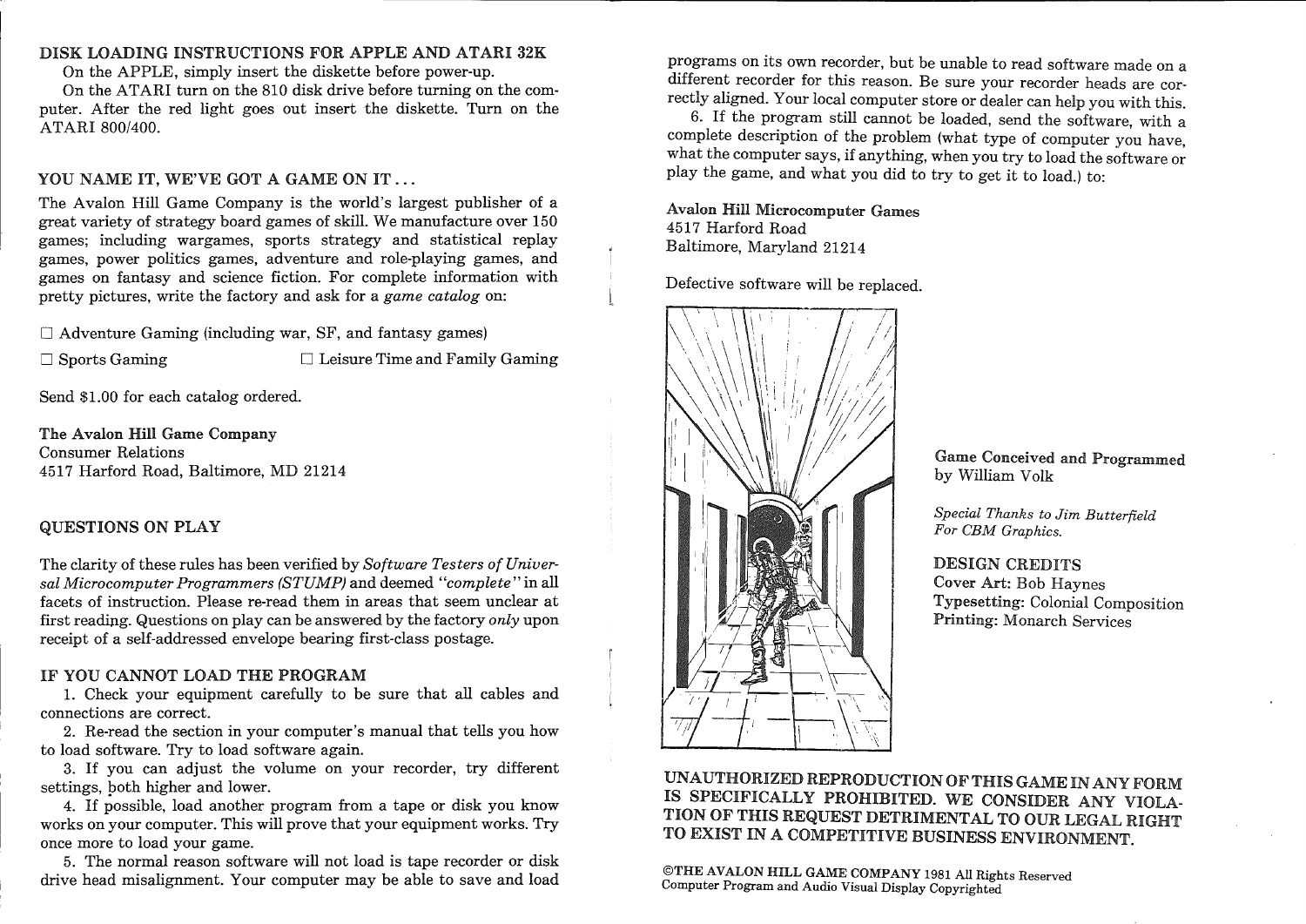## DISK LOADING INSTRUCTIONS FOR APPLE AND ATARI 32K

On the APPLE, simply insert the diskette before power-up.

On the ATARI turn on the 810 disk drive before turning on the computer. After the red light goes out insert the diskette. Turn on the ATARI 800/400.

## YOU NAME IT, WE'VE GOT A GAME ON IT . . .

The Avalon Hill Game Company is the world's largest publisher of a great variety of strategy board games of skill. We manufacture over 150 games; including wargames, sports strategy and statistical replay games, power politics games, adventure and role-playing games, and games on fantasy and science fiction. For complete information with pretty pictures, write the factory and ask for a *game catalog* on:

☐ Adventure Gaming (including war, SF, and fantasy games)

☐ Sports Gaming ☐ Leisure Time and Family Gaming

Send $1.00 for each catalog ordered.

**The Avalon Hill Game Company**
Consumer Relations
4517 Harford Road, Baltimore, MD 21214

## QUESTIONS ON PLAY

The clarity of these rules has been verified by *Software Testers of Universal Microcomputer Programmers (STUMP)* and deemed *"complete"* in all facets of instruction. Please re-read them in areas that seem unclear at first reading. Questions on play can be answered by the factory *only* upon receipt of a self-addressed envelope bearing first-class postage.

## IF YOU CANNOT LOAD THE PROGRAM

1. Check your equipment carefully to be sure that all cables and connections are correct.
2. Re-read the section in your computer's manual that tells you how to load software. Try to load software again.
3. If you can adjust the volume on your recorder, try different settings, both higher and lower.
4. If possible, load another program from a tape or disk you know works on your computer. This will prove that your equipment works. Try once more to load your game.
5. The normal reason software will not load is tape recorder or disk drive head misalignment. Your computer may be able to save and load programs on its own recorder, but be unable to read software made on a different recorder for this reason. Be sure your recorder heads are correctly aligned. Your local computer store or dealer can help you with this.
6. If the program still cannot be loaded, send the software, with a complete description of the problem (what type of computer you have, what the computer says, if anything, when you try to load the software or play the game, and what you did to try to get it to load.) to:

**Avalon Hill Microcomputer Games**
4517 Harford Road
Baltimore, Maryland 21214

Defective software will be replaced.

**Game Conceived and Programmed** by William Volk

*Special Thanks to Jim Butterfield For CBM Graphics.*

DESIGN CREDITS
**Cover Art:** Bob Haynes
**Typesetting:** Colonial Composition
**Printing:** Monarch Services

**UNAUTHORIZED REPRODUCTION OF THIS GAME IN ANY FORM IS SPECIFICALLY PROHIBITED. WE CONSIDER ANY VIOLATION OF THIS REQUEST DETRIMENTAL TO OUR LEGAL RIGHT TO EXIST IN A COMPETITIVE BUSINESS ENVIRONMENT.**

©THE AVALON HILL GAME COMPANY 1981 All Rights Reserved
Computer Program and Audio Visual Display Copyrighted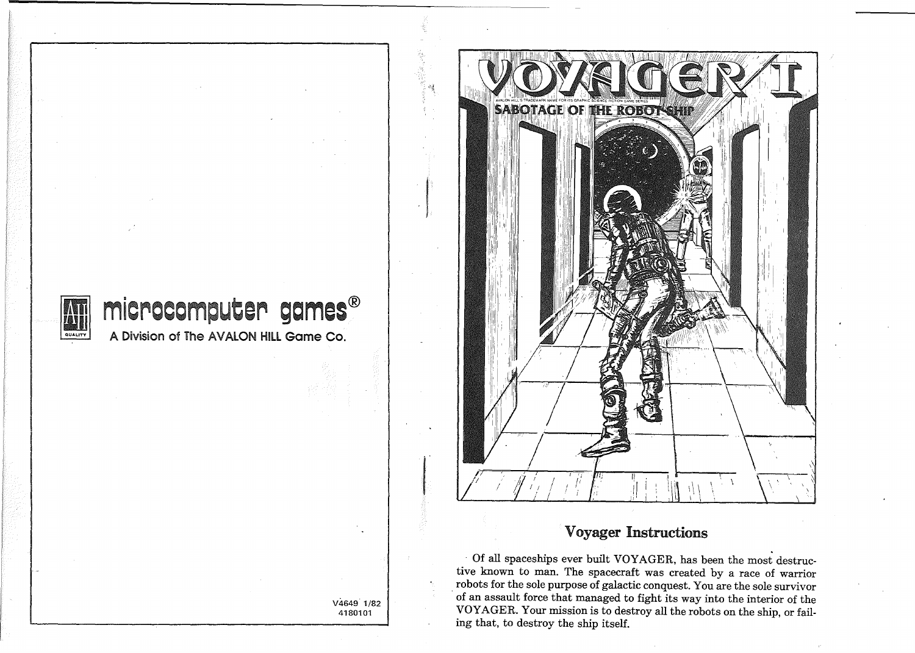microcomputer games®

A Division of The AVALON HILL Game Co.

V4649 1/82
4180101

VOYAGER I

AVALON HILL'S TRADEMARK NAME FOR ITS GRAPHIC SCIENCE FICTION GAME SERIES

SABOTAGE OF THE ROBOT SHIP

## Voyager Instructions

Of all spaceships ever built VOYAGER, has been the most destructive known to man. The spacecraft was created by a race of warrior robots for the sole purpose of galactic conquest. You are the sole survivor of an assault force that managed to fight its way into the interior of the VOYAGER. Your mission is to destroy all the robots on the ship, or failing that, to destroy the ship itself.